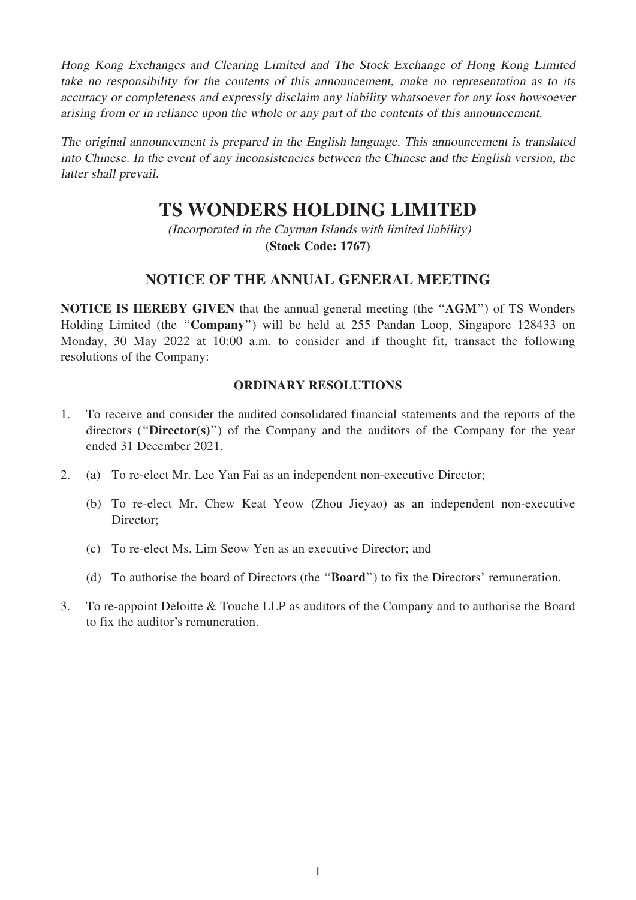*Hong Kong Exchanges and Clearing Limited and The Stock Exchange of Hong Kong Limited take no responsibility for the contents of this announcement, make no representation as to its accuracy or completeness and expressly disclaim any liability whatsoever for any loss howsoever arising from or in reliance upon the whole or any part of the contents of this announcement.*

*The original announcement is prepared in the English language. This announcement is translated into Chinese. In the event of any inconsistencies between the Chinese and the English version, the latter shall prevail.*

# TS WONDERS HOLDING LIMITED

*(Incorporated in the Cayman Islands with limited liability)*

**(Stock Code: 1767)**

## NOTICE OF THE ANNUAL GENERAL MEETING

**NOTICE IS HEREBY GIVEN** that the annual general meeting (the "**AGM**") of TS Wonders Holding Limited (the "**Company**") will be held at 255 Pandan Loop, Singapore 128433 on Monday, 30 May 2022 at 10:00 a.m. to consider and if thought fit, transact the following resolutions of the Company:

### ORDINARY RESOLUTIONS

1. To receive and consider the audited consolidated financial statements and the reports of the directors ("**Director(s)**") of the Company and the auditors of the Company for the year ended 31 December 2021.

2. (a) To re-elect Mr. Lee Yan Fai as an independent non-executive Director;

   (b) To re-elect Mr. Chew Keat Yeow (Zhou Jieyao) as an independent non-executive Director;

   (c) To re-elect Ms. Lim Seow Yen as an executive Director; and

   (d) To authorise the board of Directors (the "**Board**") to fix the Directors' remuneration.

3. To re-appoint Deloitte & Touche LLP as auditors of the Company and to authorise the Board to fix the auditor's remuneration.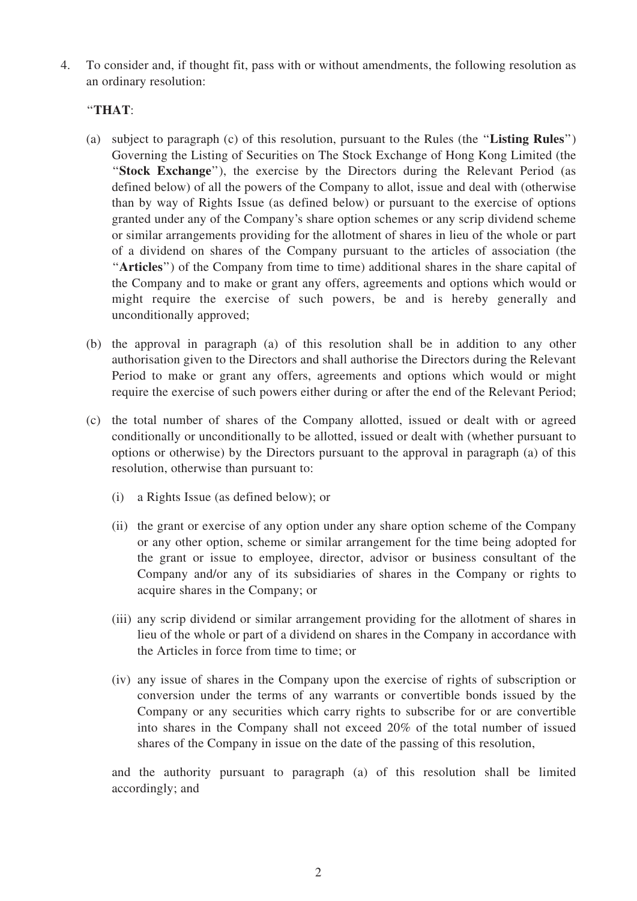4. To consider and, if thought fit, pass with or without amendments, the following resolution as an ordinary resolution:

"**THAT**:

(a) subject to paragraph (c) of this resolution, pursuant to the Rules (the "**Listing Rules**") Governing the Listing of Securities on The Stock Exchange of Hong Kong Limited (the "**Stock Exchange**"), the exercise by the Directors during the Relevant Period (as defined below) of all the powers of the Company to allot, issue and deal with (otherwise than by way of Rights Issue (as defined below) or pursuant to the exercise of options granted under any of the Company's share option schemes or any scrip dividend scheme or similar arrangements providing for the allotment of shares in lieu of the whole or part of a dividend on shares of the Company pursuant to the articles of association (the "**Articles**") of the Company from time to time) additional shares in the share capital of the Company and to make or grant any offers, agreements and options which would or might require the exercise of such powers, be and is hereby generally and unconditionally approved;

(b) the approval in paragraph (a) of this resolution shall be in addition to any other authorisation given to the Directors and shall authorise the Directors during the Relevant Period to make or grant any offers, agreements and options which would or might require the exercise of such powers either during or after the end of the Relevant Period;

(c) the total number of shares of the Company allotted, issued or dealt with or agreed conditionally or unconditionally to be allotted, issued or dealt with (whether pursuant to options or otherwise) by the Directors pursuant to the approval in paragraph (a) of this resolution, otherwise than pursuant to:

   (i) a Rights Issue (as defined below); or

   (ii) the grant or exercise of any option under any share option scheme of the Company or any other option, scheme or similar arrangement for the time being adopted for the grant or issue to employee, director, advisor or business consultant of the Company and/or any of its subsidiaries of shares in the Company or rights to acquire shares in the Company; or

   (iii) any scrip dividend or similar arrangement providing for the allotment of shares in lieu of the whole or part of a dividend on shares in the Company in accordance with the Articles in force from time to time; or

   (iv) any issue of shares in the Company upon the exercise of rights of subscription or conversion under the terms of any warrants or convertible bonds issued by the Company or any securities which carry rights to subscribe for or are convertible into shares in the Company shall not exceed 20% of the total number of issued shares of the Company in issue on the date of the passing of this resolution,

   and the authority pursuant to paragraph (a) of this resolution shall be limited accordingly; and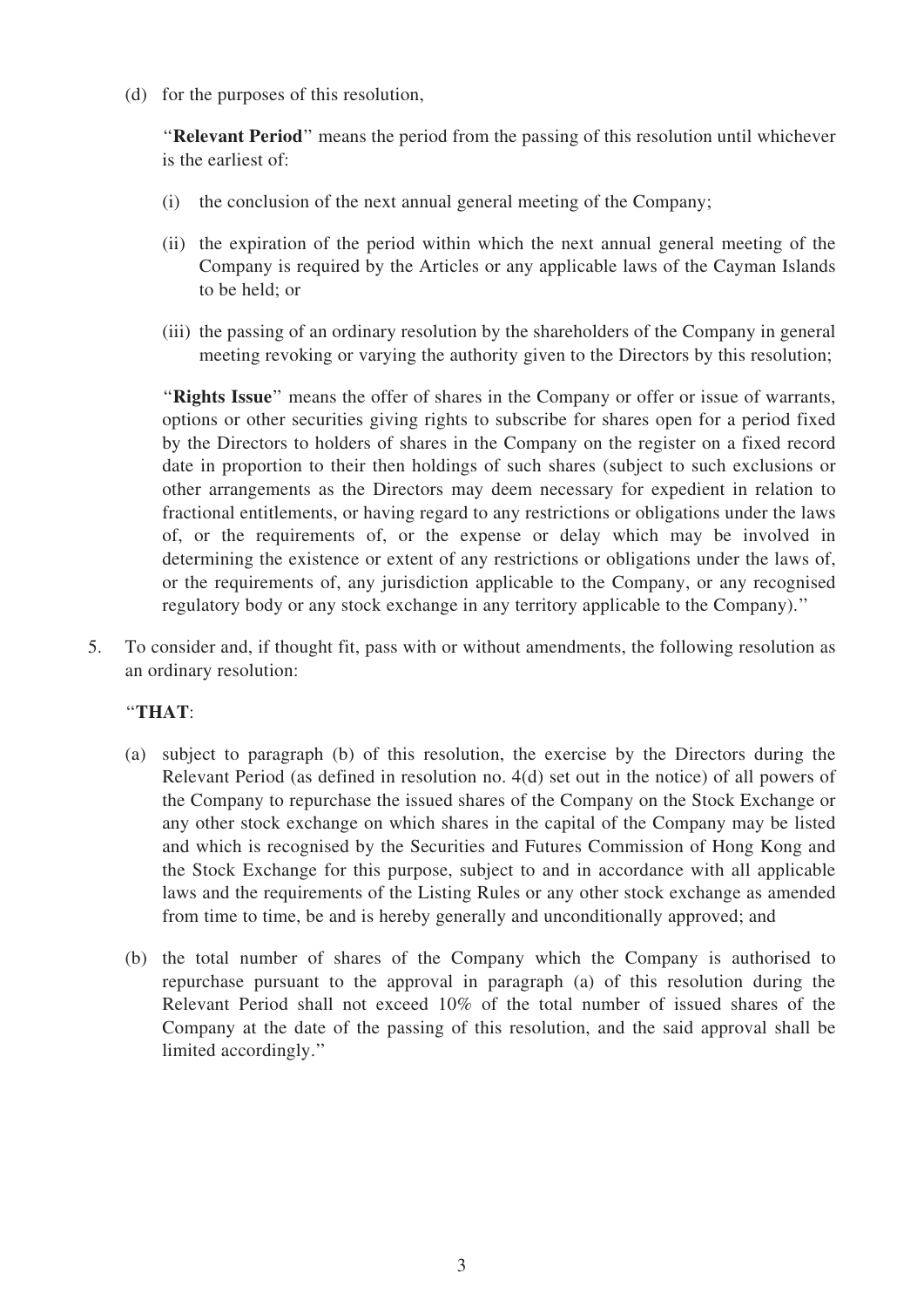(d) for the purposes of this resolution,

"**Relevant Period**" means the period from the passing of this resolution until whichever is the earliest of:

(i) the conclusion of the next annual general meeting of the Company;

(ii) the expiration of the period within which the next annual general meeting of the Company is required by the Articles or any applicable laws of the Cayman Islands to be held; or

(iii) the passing of an ordinary resolution by the shareholders of the Company in general meeting revoking or varying the authority given to the Directors by this resolution;

"**Rights Issue**" means the offer of shares in the Company or offer or issue of warrants, options or other securities giving rights to subscribe for shares open for a period fixed by the Directors to holders of shares in the Company on the register on a fixed record date in proportion to their then holdings of such shares (subject to such exclusions or other arrangements as the Directors may deem necessary for expedient in relation to fractional entitlements, or having regard to any restrictions or obligations under the laws of, or the requirements of, or the expense or delay which may be involved in determining the existence or extent of any restrictions or obligations under the laws of, or the requirements of, any jurisdiction applicable to the Company, or any recognised regulatory body or any stock exchange in any territory applicable to the Company)."

5. To consider and, if thought fit, pass with or without amendments, the following resolution as an ordinary resolution:

"**THAT**:

(a) subject to paragraph (b) of this resolution, the exercise by the Directors during the Relevant Period (as defined in resolution no. 4(d) set out in the notice) of all powers of the Company to repurchase the issued shares of the Company on the Stock Exchange or any other stock exchange on which shares in the capital of the Company may be listed and which is recognised by the Securities and Futures Commission of Hong Kong and the Stock Exchange for this purpose, subject to and in accordance with all applicable laws and the requirements of the Listing Rules or any other stock exchange as amended from time to time, be and is hereby generally and unconditionally approved; and

(b) the total number of shares of the Company which the Company is authorised to repurchase pursuant to the approval in paragraph (a) of this resolution during the Relevant Period shall not exceed 10% of the total number of issued shares of the Company at the date of the passing of this resolution, and the said approval shall be limited accordingly."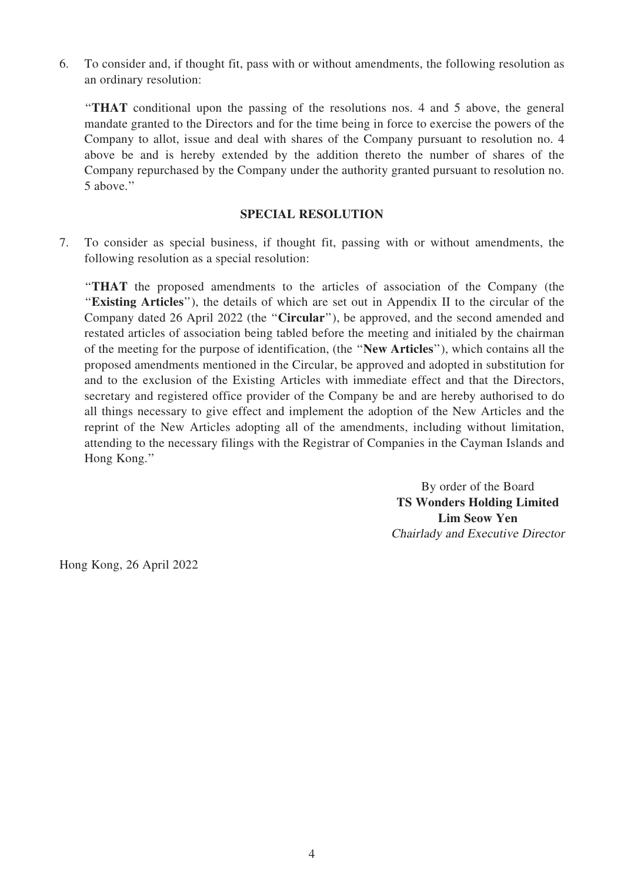6. To consider and, if thought fit, pass with or without amendments, the following resolution as an ordinary resolution:

 "**THAT** conditional upon the passing of the resolutions nos. 4 and 5 above, the general mandate granted to the Directors and for the time being in force to exercise the powers of the Company to allot, issue and deal with shares of the Company pursuant to resolution no. 4 above be and is hereby extended by the addition thereto the number of shares of the Company repurchased by the Company under the authority granted pursuant to resolution no. 5 above."

## SPECIAL RESOLUTION

7. To consider as special business, if thought fit, passing with or without amendments, the following resolution as a special resolution:

 "**THAT** the proposed amendments to the articles of association of the Company (the "**Existing Articles**"), the details of which are set out in Appendix II to the circular of the Company dated 26 April 2022 (the "**Circular**"), be approved, and the second amended and restated articles of association being tabled before the meeting and initialed by the chairman of the meeting for the purpose of identification, (the "**New Articles**"), which contains all the proposed amendments mentioned in the Circular, be approved and adopted in substitution for and to the exclusion of the Existing Articles with immediate effect and that the Directors, secretary and registered office provider of the Company be and are hereby authorised to do all things necessary to give effect and implement the adoption of the New Articles and the reprint of the New Articles adopting all of the amendments, including without limitation, attending to the necessary filings with the Registrar of Companies in the Cayman Islands and Hong Kong."

By order of the Board
**TS Wonders Holding Limited**
**Lim Seow Yen**
*Chairlady and Executive Director*

Hong Kong, 26 April 2022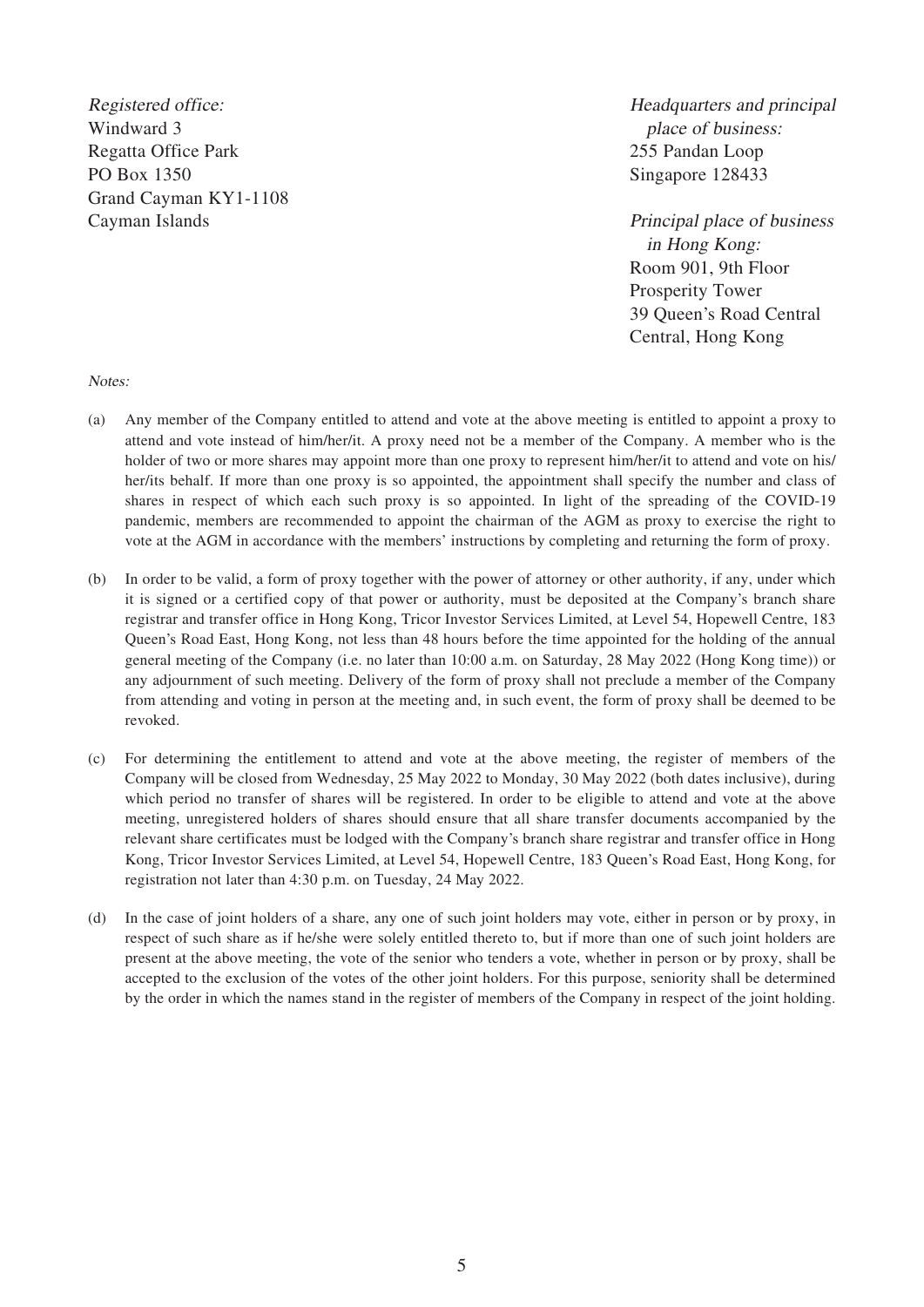*Registered office:*
Windward 3
Regatta Office Park
PO Box 1350
Grand Cayman KY1-1108
Cayman Islands

*Headquarters and principal place of business:*
255 Pandan Loop
Singapore 128433

*Principal place of business in Hong Kong:*
Room 901, 9th Floor
Prosperity Tower
39 Queen's Road Central
Central, Hong Kong

*Notes:*

(a) Any member of the Company entitled to attend and vote at the above meeting is entitled to appoint a proxy to attend and vote instead of him/her/it. A proxy need not be a member of the Company. A member who is the holder of two or more shares may appoint more than one proxy to represent him/her/it to attend and vote on his/her/its behalf. If more than one proxy is so appointed, the appointment shall specify the number and class of shares in respect of which each such proxy is so appointed. In light of the spreading of the COVID-19 pandemic, members are recommended to appoint the chairman of the AGM as proxy to exercise the right to vote at the AGM in accordance with the members' instructions by completing and returning the form of proxy.

(b) In order to be valid, a form of proxy together with the power of attorney or other authority, if any, under which it is signed or a certified copy of that power or authority, must be deposited at the Company's branch share registrar and transfer office in Hong Kong, Tricor Investor Services Limited, at Level 54, Hopewell Centre, 183 Queen's Road East, Hong Kong, not less than 48 hours before the time appointed for the holding of the annual general meeting of the Company (i.e. no later than 10:00 a.m. on Saturday, 28 May 2022 (Hong Kong time)) or any adjournment of such meeting. Delivery of the form of proxy shall not preclude a member of the Company from attending and voting in person at the meeting and, in such event, the form of proxy shall be deemed to be revoked.

(c) For determining the entitlement to attend and vote at the above meeting, the register of members of the Company will be closed from Wednesday, 25 May 2022 to Monday, 30 May 2022 (both dates inclusive), during which period no transfer of shares will be registered. In order to be eligible to attend and vote at the above meeting, unregistered holders of shares should ensure that all share transfer documents accompanied by the relevant share certificates must be lodged with the Company's branch share registrar and transfer office in Hong Kong, Tricor Investor Services Limited, at Level 54, Hopewell Centre, 183 Queen's Road East, Hong Kong, for registration not later than 4:30 p.m. on Tuesday, 24 May 2022.

(d) In the case of joint holders of a share, any one of such joint holders may vote, either in person or by proxy, in respect of such share as if he/she were solely entitled thereto to, but if more than one of such joint holders are present at the above meeting, the vote of the senior who tenders a vote, whether in person or by proxy, shall be accepted to the exclusion of the votes of the other joint holders. For this purpose, seniority shall be determined by the order in which the names stand in the register of members of the Company in respect of the joint holding.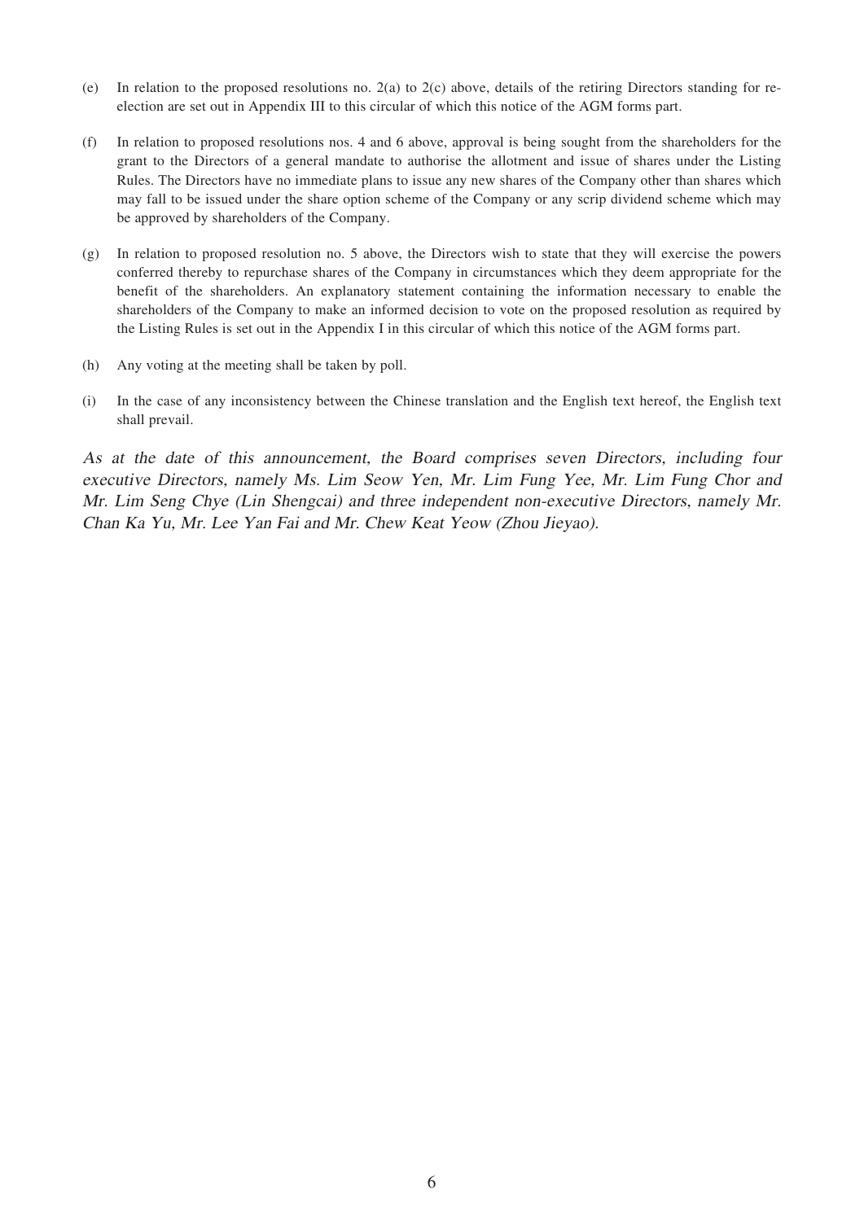(e) In relation to the proposed resolutions no. 2(a) to 2(c) above, details of the retiring Directors standing for re-election are set out in Appendix III to this circular of which this notice of the AGM forms part.

(f) In relation to proposed resolutions nos. 4 and 6 above, approval is being sought from the shareholders for the grant to the Directors of a general mandate to authorise the allotment and issue of shares under the Listing Rules. The Directors have no immediate plans to issue any new shares of the Company other than shares which may fall to be issued under the share option scheme of the Company or any scrip dividend scheme which may be approved by shareholders of the Company.

(g) In relation to proposed resolution no. 5 above, the Directors wish to state that they will exercise the powers conferred thereby to repurchase shares of the Company in circumstances which they deem appropriate for the benefit of the shareholders. An explanatory statement containing the information necessary to enable the shareholders of the Company to make an informed decision to vote on the proposed resolution as required by the Listing Rules is set out in the Appendix I in this circular of which this notice of the AGM forms part.

(h) Any voting at the meeting shall be taken by poll.

(i) In the case of any inconsistency between the Chinese translation and the English text hereof, the English text shall prevail.

*As at the date of this announcement, the Board comprises seven Directors, including four executive Directors, namely Ms. Lim Seow Yen, Mr. Lim Fung Yee, Mr. Lim Fung Chor and Mr. Lim Seng Chye (Lin Shengcai) and three independent non-executive Directors, namely Mr. Chan Ka Yu, Mr. Lee Yan Fai and Mr. Chew Keat Yeow (Zhou Jieyao).*